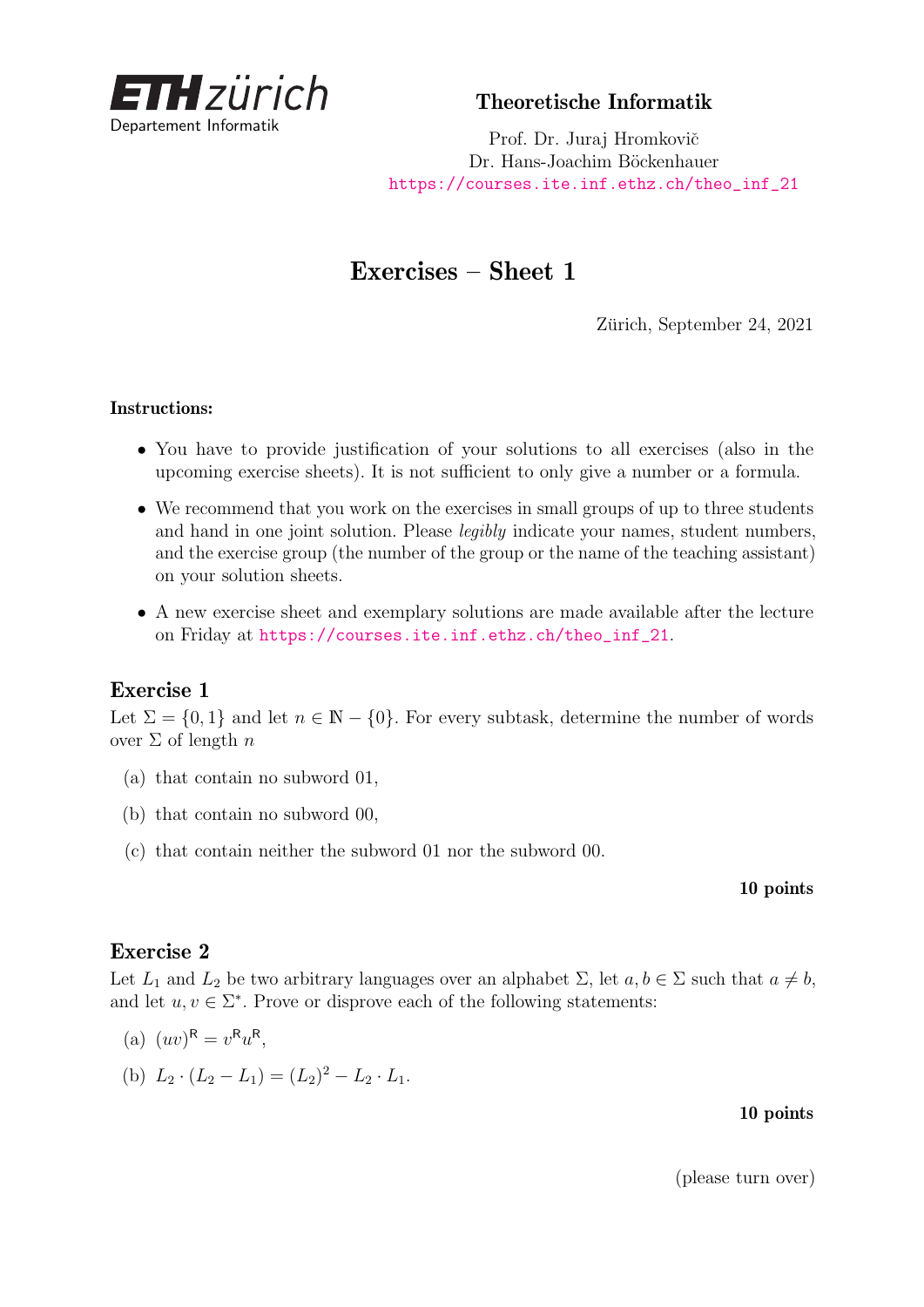ETH zürich
Departement Informatik

**Theoretische Informatik**

Prof. Dr. Juraj Hromkovič
Dr. Hans-Joachim Böckenhauer
https://courses.ite.inf.ethz.ch/theo_inf_21

# Exercises – Sheet 1

Zürich, September 24, 2021

**Instructions:**

- You have to provide justification of your solutions to all exercises (also in the upcoming exercise sheets). It is not sufficient to only give a number or a formula.
- We recommend that you work on the exercises in small groups of up to three students and hand in one joint solution. Please *legibly* indicate your names, student numbers, and the exercise group (the number of the group or the name of the teaching assistant) on your solution sheets.
- A new exercise sheet and exemplary solutions are made available after the lecture on Friday at https://courses.ite.inf.ethz.ch/theo_inf_21.

## Exercise 1

Let $\Sigma = \{0, 1\}$ and let $n \in \mathbb{N} - \{0\}$. For every subtask, determine the number of words over $\Sigma$ of length $n$

(a) that contain no subword 01,

(b) that contain no subword 00,

(c) that contain neither the subword 01 nor the subword 00.

**10 points**

## Exercise 2

Let $L_1$ and $L_2$ be two arbitrary languages over an alphabet $\Sigma$, let $a, b \in \Sigma$ such that $a \neq b$, and let $u, v \in \Sigma^*$. Prove or disprove each of the following statements:

(a) $(uv)^{\mathsf{R}} = v^{\mathsf{R}}u^{\mathsf{R}}$,

(b) $L_2 \cdot (L_2 - L_1) = (L_2)^2 - L_2 \cdot L_1$.

**10 points**

(please turn over)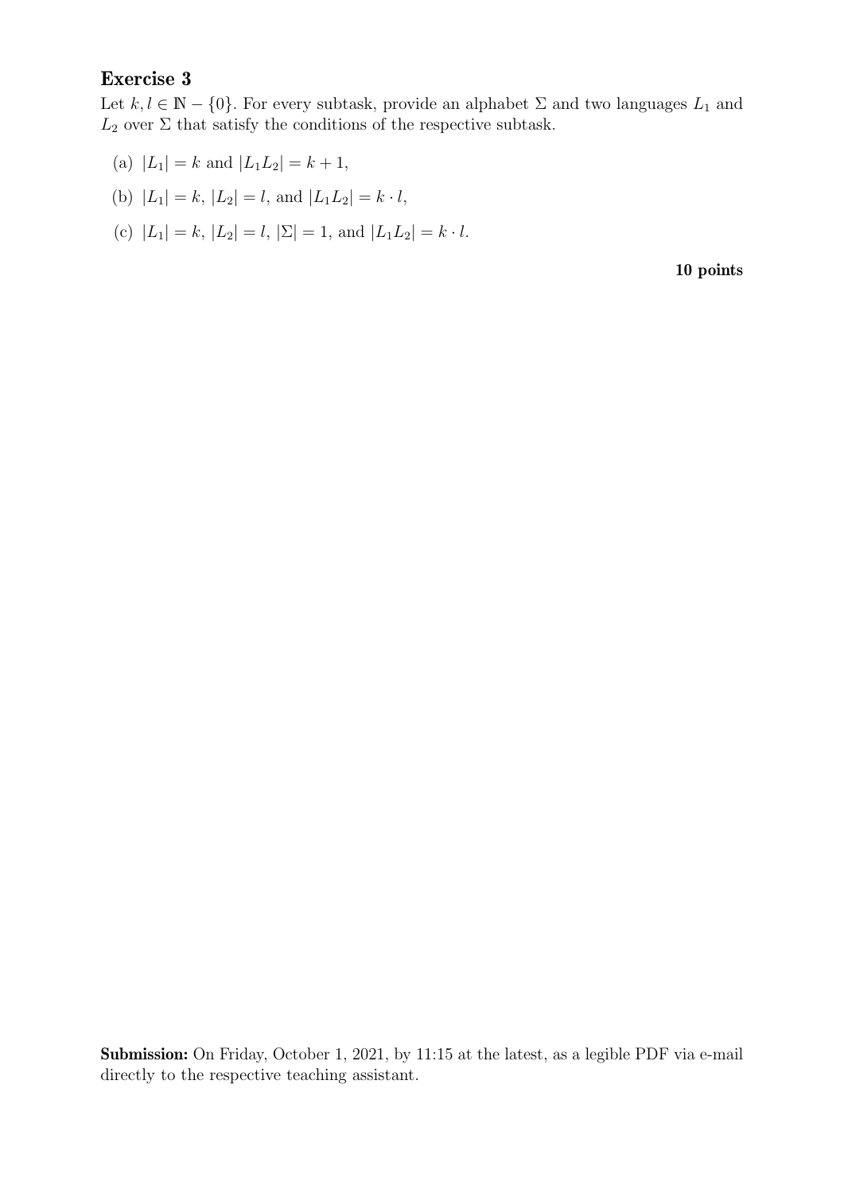## Exercise 3

Let $k, l \in \mathbb{N} - \{0\}$. For every subtask, provide an alphabet $\Sigma$ and two languages $L_1$ and $L_2$ over $\Sigma$ that satisfy the conditions of the respective subtask.

(a) $|L_1| = k$ and $|L_1L_2| = k + 1$,

(b) $|L_1| = k$, $|L_2| = l$, and $|L_1L_2| = k \cdot l$,

(c) $|L_1| = k$, $|L_2| = l$, $|\Sigma| = 1$, and $|L_1L_2| = k \cdot l$.

**10 points**

**Submission:** On Friday, October 1, 2021, by 11:15 at the latest, as a legible PDF via e-mail directly to the respective teaching assistant.